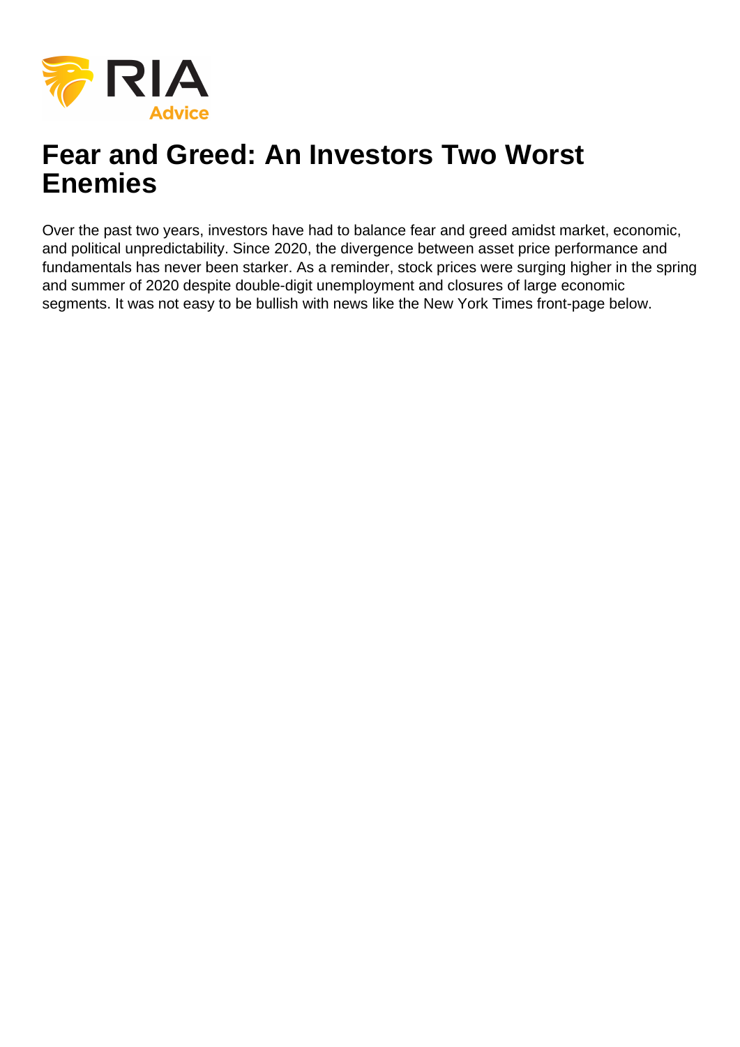# Fear and Greed: An Investors Two Worst Enemies

Over the past two years, investors have had to balance fear and greed amidst market, economic, and political unpredictability. Since 2020, the divergence between asset price performance and fundamentals has never been starker. As a reminder, stock prices were surging higher in the spring and summer of 2020 despite double-digit unemployment and closures of large economic segments. It was not easy to be bullish with news like the New York Times front-page below.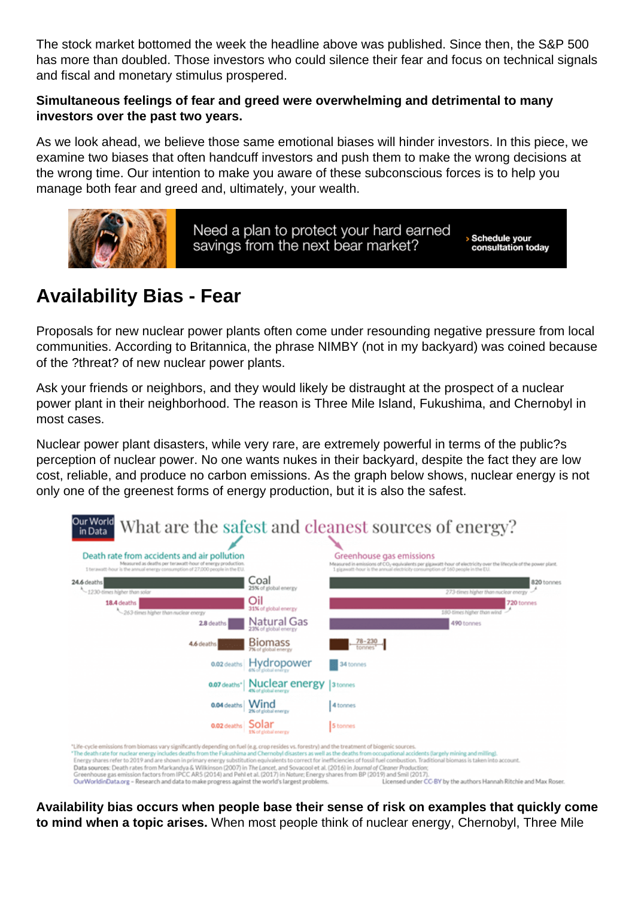The stock market bottomed the week the headline above was published. Since then, the S&P 500 has more than doubled. Those investors who could silence their fear and focus on technical signals and fiscal and monetary stimulus prospered.

**Simultaneous feelings of fear and greed were overwhelming and detrimental to many investors over the past two years.**

As we look ahead, we believe those same emotional biases will hinder investors. In this piece, we examine two biases that often handcuff investors and push them to make the wrong decisions at the wrong time. Our intention to make you aware of these subconscious forces is to help you manage both fear and greed and, ultimately, your wealth.

Need a plan to protect your hard earned savings from the next bear market? › Schedule your consultation today

## Availability Bias - Fear

Proposals for new nuclear power plants often come under resounding negative pressure from local communities. According to Britannica, the phrase NIMBY (not in my backyard) was coined because of the ?threat? of new nuclear power plants.

Ask your friends or neighbors, and they would likely be distraught at the prospect of a nuclear power plant in their neighborhood. The reason is Three Mile Island, Fukushima, and Chernobyl in most cases.

Nuclear power plant disasters, while very rare, are extremely powerful in terms of the public?s perception of nuclear power. No one wants nukes in their backyard, despite the fact they are low cost, reliable, and produce no carbon emissions. As the graph below shows, nuclear energy is not only one of the greenest forms of energy production, but it is also the safest.

**What are the safest and cleanest sources of energy?** (Our World in Data)

| Death rate from accidents and air pollution (deaths per terawatt-hour of energy production) | Energy source | Greenhouse gas emissions (tonnes of $CO_2$-equivalents per gigawatt-hour of electricity over the lifecycle of the power plant) |
|---|---|---|
| 24.6 deaths (1230-times higher than solar) | Coal (25% of global energy) | 820 tonnes (273-times higher than nuclear energy) |
| 18.4 deaths (263-times higher than nuclear energy) | Oil (31% of global energy) | 720 tonnes (180-times higher than wind) |
| 2.8 deaths | Natural Gas (23% of global energy) | 490 tonnes |
| 4.6 deaths | Biomass (7% of global energy) | 78–230 tonnes* |
| 0.02 deaths | Hydropower (6% of global energy) | 34 tonnes |
| 0.07 deaths* | Nuclear energy (4% of global energy) | 3 tonnes |
| 0.04 deaths | Wind (2% of global energy) | 4 tonnes |
| 0.02 deaths | Solar (1% of global energy) | 5 tonnes |

*Life-cycle emissions from biomass vary significantly depending on fuel (e.g. crop residues vs. forestry) and the treatment of biogenic sources.
*The death rate for nuclear energy includes deaths from the Fukushima and Chernobyl disasters as well as the deaths from occupational accidents (largely mining and milling).
Energy shares refer to 2019 and are shown in primary energy substitution equivalents to correct for inefficiencies of fossil fuel combustion. Traditional biomass is taken into account.
Data sources: Death rates from Markandya & Wilkinson (2007) in The Lancet, and Sovacool et al. (2016) in Journal of Cleaner Production; Greenhouse gas emission factors from IPCC AR5 (2014) and Pehl et al. (2017) in Nature; Energy shares from BP (2019) and Smil (2017).
OurWorldinData.org – Research and data to make progress against the world's largest problems. Licensed under CC-BY by the authors Hannah Ritchie and Max Roser.

**Availability bias occurs when people base their sense of risk on examples that quickly come to mind when a topic arises.** When most people think of nuclear energy, Chernobyl, Three Mile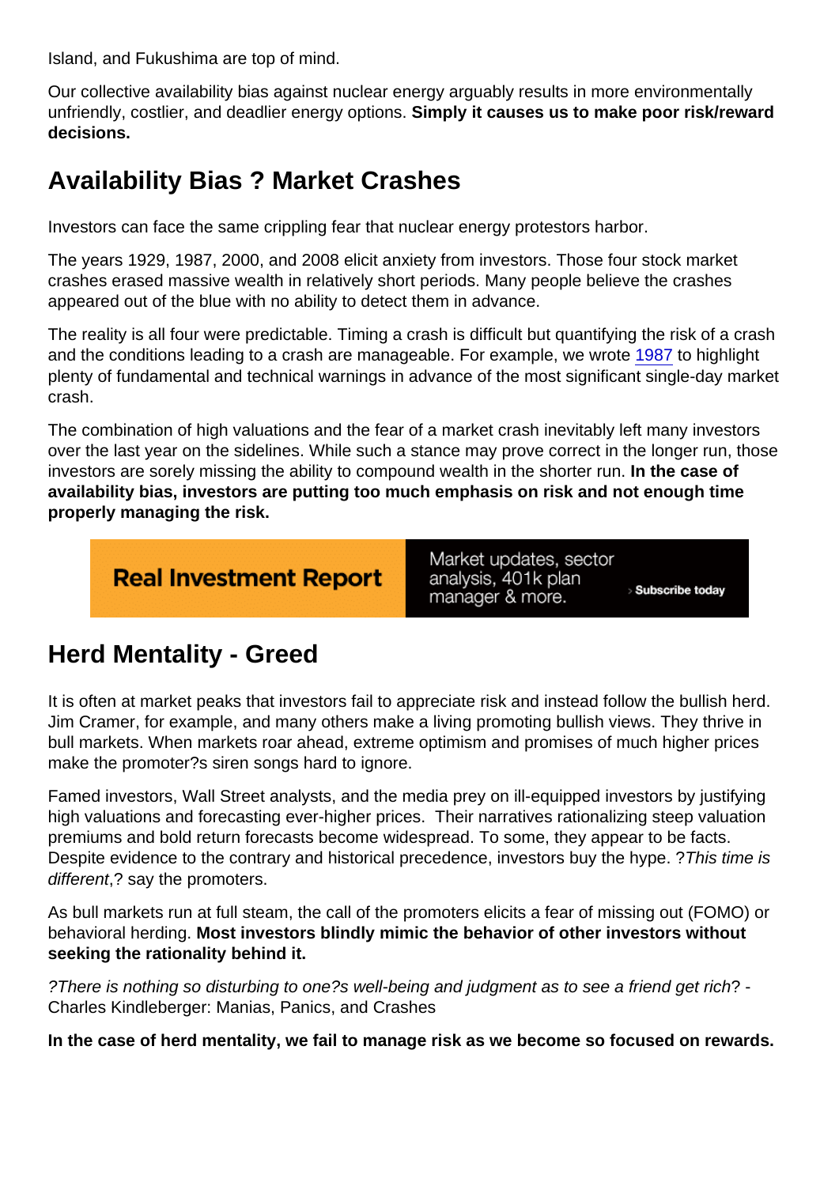Island, and Fukushima are top of mind.

Our collective availability bias against nuclear energy arguably results in more environmentally unfriendly, costlier, and deadlier energy options. **Simply it causes us to make poor risk/reward decisions.**

## Availability Bias ? Market Crashes

Investors can face the same crippling fear that nuclear energy protestors harbor.

The years 1929, 1987, 2000, and 2008 elicit anxiety from investors. Those four stock market crashes erased massive wealth in relatively short periods. Many people believe the crashes appeared out of the blue with no ability to detect them in advance.

The reality is all four were predictable. Timing a crash is difficult but quantifying the risk of a crash and the conditions leading to a crash are manageable. For example, we wrote 1987 to highlight plenty of fundamental and technical warnings in advance of the most significant single-day market crash.

The combination of high valuations and the fear of a market crash inevitably left many investors over the last year on the sidelines. While such a stance may prove correct in the longer run, those investors are sorely missing the ability to compound wealth in the shorter run. **In the case of availability bias, investors are putting too much emphasis on risk and not enough time properly managing the risk.**

Real Investment Report | Market updates, sector analysis, 401k plan manager & more. › Subscribe today

## Herd Mentality - Greed

It is often at market peaks that investors fail to appreciate risk and instead follow the bullish herd. Jim Cramer, for example, and many others make a living promoting bullish views. They thrive in bull markets. When markets roar ahead, extreme optimism and promises of much higher prices make the promoter?s siren songs hard to ignore.

Famed investors, Wall Street analysts, and the media prey on ill-equipped investors by justifying high valuations and forecasting ever-higher prices. Their narratives rationalizing steep valuation premiums and bold return forecasts become widespread. To some, they appear to be facts. Despite evidence to the contrary and historical precedence, investors buy the hype. ?*This time is different*,? say the promoters.

As bull markets run at full steam, the call of the promoters elicits a fear of missing out (FOMO) or behavioral herding. **Most investors blindly mimic the behavior of other investors without seeking the rationality behind it.**

*?There is nothing so disturbing to one?s well-being and judgment as to see a friend get rich*? - Charles Kindleberger: Manias, Panics, and Crashes

**In the case of herd mentality, we fail to manage risk as we become so focused on rewards.**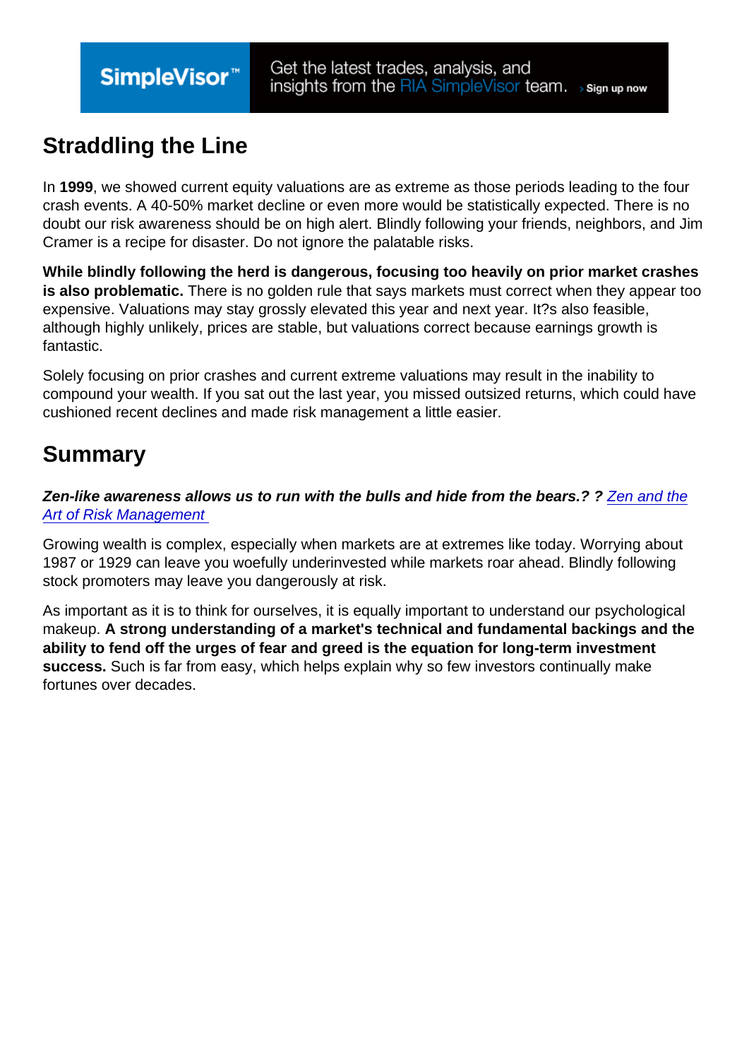## Straddling the Line

In **1999**, we showed current equity valuations are as extreme as those periods leading to the four crash events. A 40-50% market decline or even more would be statistically expected. There is no doubt our risk awareness should be on high alert. Blindly following your friends, neighbors, and Jim Cramer is a recipe for disaster. Do not ignore the palatable risks.

**While blindly following the herd is dangerous, focusing too heavily on prior market crashes is also problematic.** There is no golden rule that says markets must correct when they appear too expensive. Valuations may stay grossly elevated this year and next year. It?s also feasible, although highly unlikely, prices are stable, but valuations correct because earnings growth is fantastic.

Solely focusing on prior crashes and current extreme valuations may result in the inability to compound your wealth. If you sat out the last year, you missed outsized returns, which could have cushioned recent declines and made risk management a little easier.

## Summary

***Zen-like awareness allows us to run with the bulls and hide from the bears.? ?*** *Zen and the Art of Risk Management*

Growing wealth is complex, especially when markets are at extremes like today. Worrying about 1987 or 1929 can leave you woefully underinvested while markets roar ahead. Blindly following stock promoters may leave you dangerously at risk.

As important as it is to think for ourselves, it is equally important to understand our psychological makeup. **A strong understanding of a market's technical and fundamental backings and the ability to fend off the urges of fear and greed is the equation for long-term investment success.** Such is far from easy, which helps explain why so few investors continually make fortunes over decades.